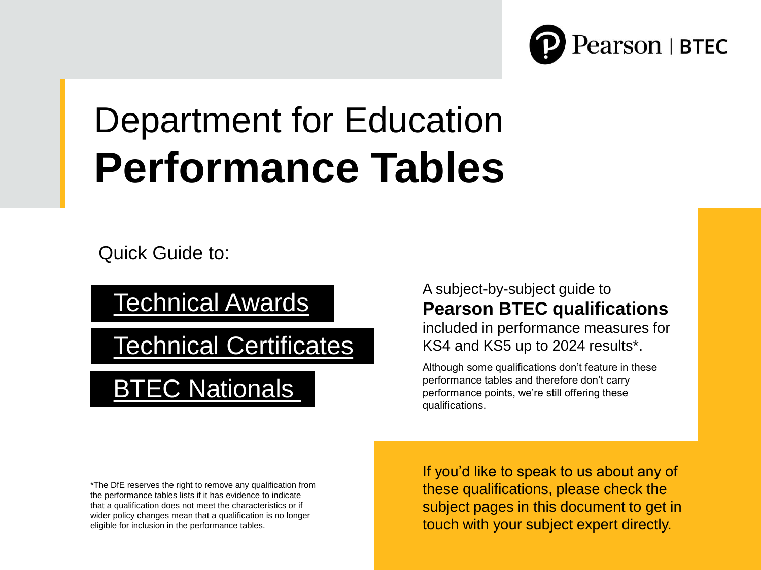Pearson | BTEC

# Department for Education **Performance Tables**

Quick Guide to:

- Technical Awards
- Technical Certificates
- BTEC Nationals

A subject-by-subject guide to **Pearson BTEC qualifications** included in performance measures for KS4 and KS5 up to 2024 results*.

Although some qualifications don't feature in these performance tables and therefore don't carry performance points, we're still offering these qualifications.

*The DfE reserves the right to remove any qualification from the performance tables lists if it has evidence to indicate that a qualification does not meet the characteristics or if wider policy changes mean that a qualification is no longer eligible for inclusion in the performance tables.

If you'd like to speak to us about any of these qualifications, please check the subject pages in this document to get in touch with your subject expert directly.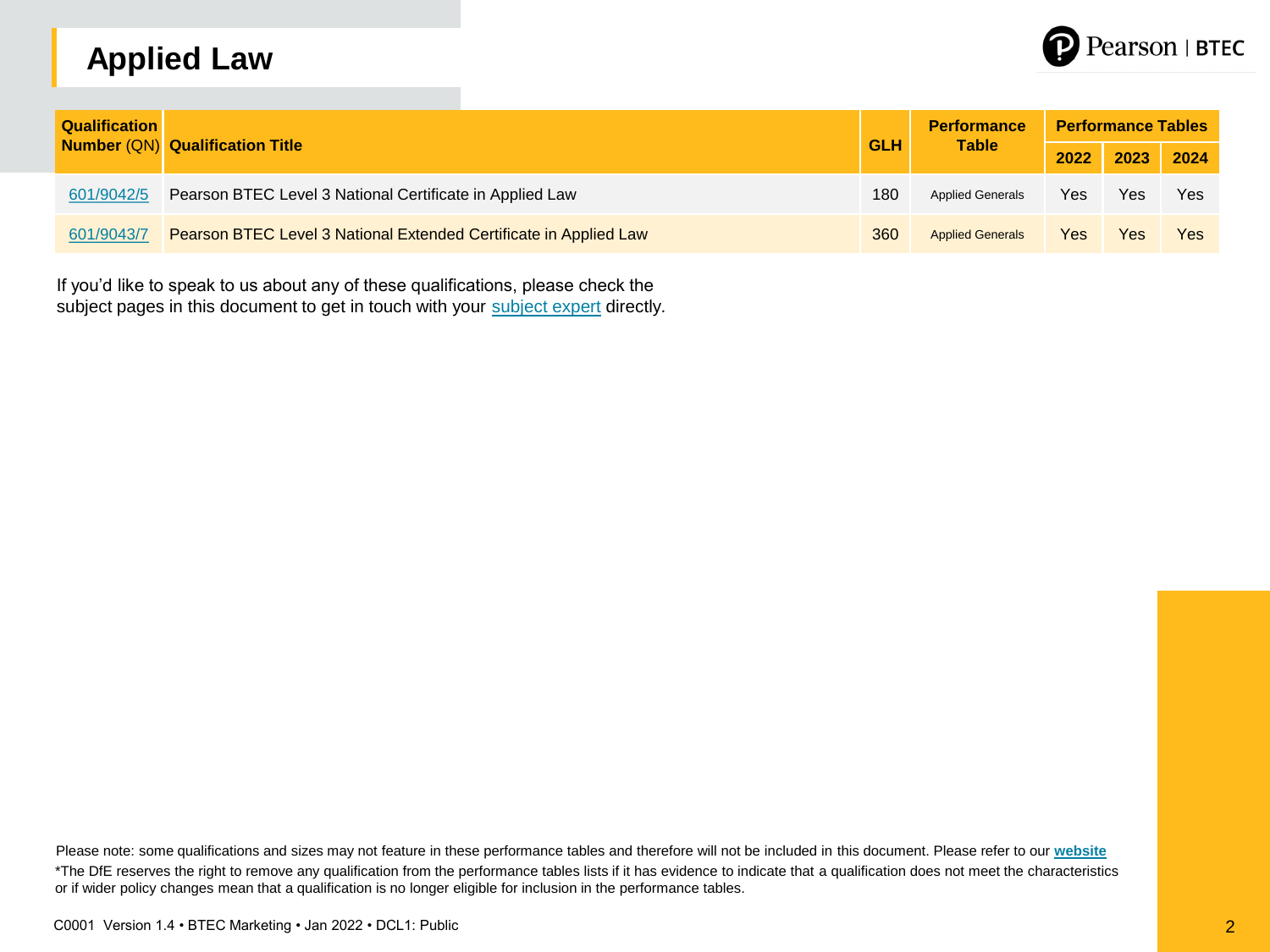# Applied Law

| Qualification Number (QN) | Qualification Title | GLH | Performance Table | Performance Tables | | |
|---|---|---|---|---|---|---|
| | | | | 2022 | 2023 | 2024 |
| 601/9042/5 | Pearson BTEC Level 3 National Certificate in Applied Law | 180 | Applied Generals | Yes | Yes | Yes |
| 601/9043/7 | Pearson BTEC Level 3 National Extended Certificate in Applied Law | 360 | Applied Generals | Yes | Yes | Yes |

If you'd like to speak to us about any of these qualifications, please check the subject pages in this document to get in touch with your subject expert directly.

Please note: some qualifications and sizes may not feature in these performance tables and therefore will not be included in this document. Please refer to our **website**

*The DfE reserves the right to remove any qualification from the performance tables lists if it has evidence to indicate that a qualification does not meet the characteristics or if wider policy changes mean that a qualification is no longer eligible for inclusion in the performance tables.

C0001 Version 1.4 • BTEC Marketing • Jan 2022 • DCL1: Public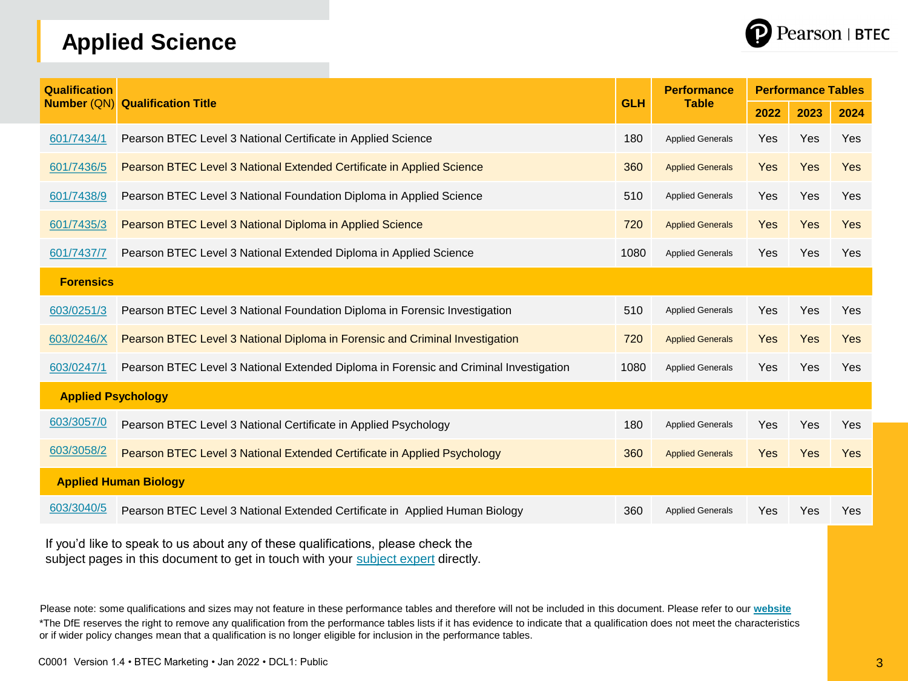# Applied Science

| Qualification Number (QN) | Qualification Title | GLH | Performance Table | Performance Tables | | |
|---|---|---|---|---|---|---|
| | | | | 2022 | 2023 | 2024 |
| 601/7434/1 | Pearson BTEC Level 3 National Certificate in Applied Science | 180 | Applied Generals | Yes | Yes | Yes |
| 601/7436/5 | Pearson BTEC Level 3 National Extended Certificate in Applied Science | 360 | Applied Generals | Yes | Yes | Yes |
| 601/7438/9 | Pearson BTEC Level 3 National Foundation Diploma in Applied Science | 510 | Applied Generals | Yes | Yes | Yes |
| 601/7435/3 | Pearson BTEC Level 3 National Diploma in Applied Science | 720 | Applied Generals | Yes | Yes | Yes |
| 601/7437/7 | Pearson BTEC Level 3 National Extended Diploma in Applied Science | 1080 | Applied Generals | Yes | Yes | Yes |
| **Forensics** | | | | | | |
| 603/0251/3 | Pearson BTEC Level 3 National Foundation Diploma in Forensic Investigation | 510 | Applied Generals | Yes | Yes | Yes |
| 603/0246/X | Pearson BTEC Level 3 National Diploma in Forensic and Criminal Investigation | 720 | Applied Generals | Yes | Yes | Yes |
| 603/0247/1 | Pearson BTEC Level 3 National Extended Diploma in Forensic and Criminal Investigation | 1080 | Applied Generals | Yes | Yes | Yes |
| **Applied Psychology** | | | | | | |
| 603/3057/0 | Pearson BTEC Level 3 National Certificate in Applied Psychology | 180 | Applied Generals | Yes | Yes | Yes |
| 603/3058/2 | Pearson BTEC Level 3 National Extended Certificate in Applied Psychology | 360 | Applied Generals | Yes | Yes | Yes |
| **Applied Human Biology** | | | | | | |
| 603/3040/5 | Pearson BTEC Level 3 National Extended Certificate in Applied Human Biology | 360 | Applied Generals | Yes | Yes | Yes |

If you'd like to speak to us about any of these qualifications, please check the subject pages in this document to get in touch with your subject expert directly.

Please note: some qualifications and sizes may not feature in these performance tables and therefore will not be included in this document. Please refer to our **website**

*The DfE reserves the right to remove any qualification from the performance tables lists if it has evidence to indicate that a qualification does not meet the characteristics or if wider policy changes mean that a qualification is no longer eligible for inclusion in the performance tables.

C0001 Version 1.4 • BTEC Marketing • Jan 2022 • DCL1: Public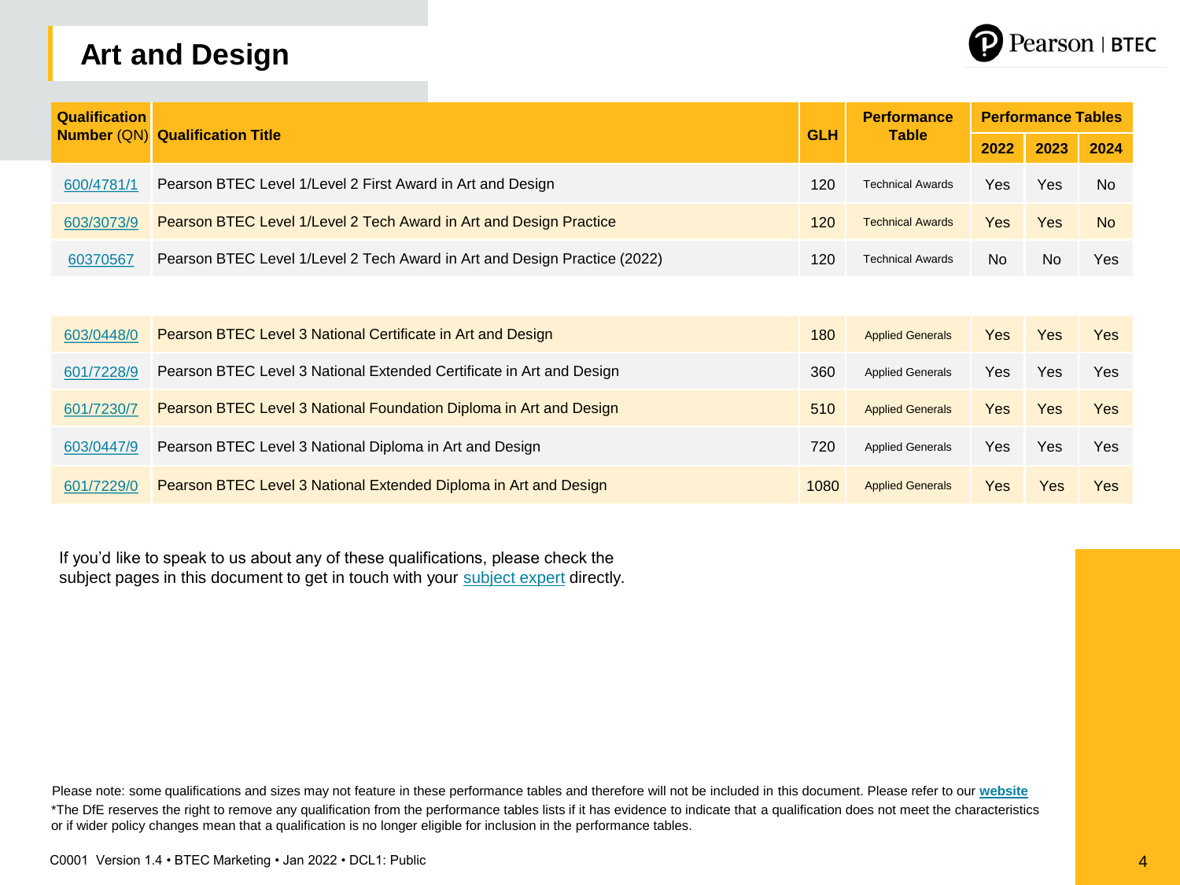# Art and Design

| Qualification Number (QN) | Qualification Title | GLH | Performance Table | Performance Tables | | |
|---|---|---|---|---|---|---|
| | | | | 2022 | 2023 | 2024 |
| [600/4781/1] | Pearson BTEC Level 1/Level 2 First Award in Art and Design | 120 | Technical Awards | Yes | Yes | No |
| [603/3073/9] | Pearson BTEC Level 1/Level 2 Tech Award in Art and Design Practice | 120 | Technical Awards | Yes | Yes | No |
| [60370567] | Pearson BTEC Level 1/Level 2 Tech Award in Art and Design Practice (2022) | 120 | Technical Awards | No | No | Yes |
| [603/0448/0] | Pearson BTEC Level 3 National Certificate in Art and Design | 180 | Applied Generals | Yes | Yes | Yes |
| [601/7228/9] | Pearson BTEC Level 3 National Extended Certificate in Art and Design | 360 | Applied Generals | Yes | Yes | Yes |
| [601/7230/7] | Pearson BTEC Level 3 National Foundation Diploma in Art and Design | 510 | Applied Generals | Yes | Yes | Yes |
| [603/0447/9] | Pearson BTEC Level 3 National Diploma in Art and Design | 720 | Applied Generals | Yes | Yes | Yes |
| [601/7229/0] | Pearson BTEC Level 3 National Extended Diploma in Art and Design | 1080 | Applied Generals | Yes | Yes | Yes |

If you'd like to speak to us about any of these qualifications, please check the subject pages in this document to get in touch with your subject expert directly.

Please note: some qualifications and sizes may not feature in these performance tables and therefore will not be included in this document. Please refer to our **website**

*The DfE reserves the right to remove any qualification from the performance tables lists if it has evidence to indicate that a qualification does not meet the characteristics or if wider policy changes mean that a qualification is no longer eligible for inclusion in the performance tables.

C0001 Version 1.4 • BTEC Marketing • Jan 2022 • DCL1: Public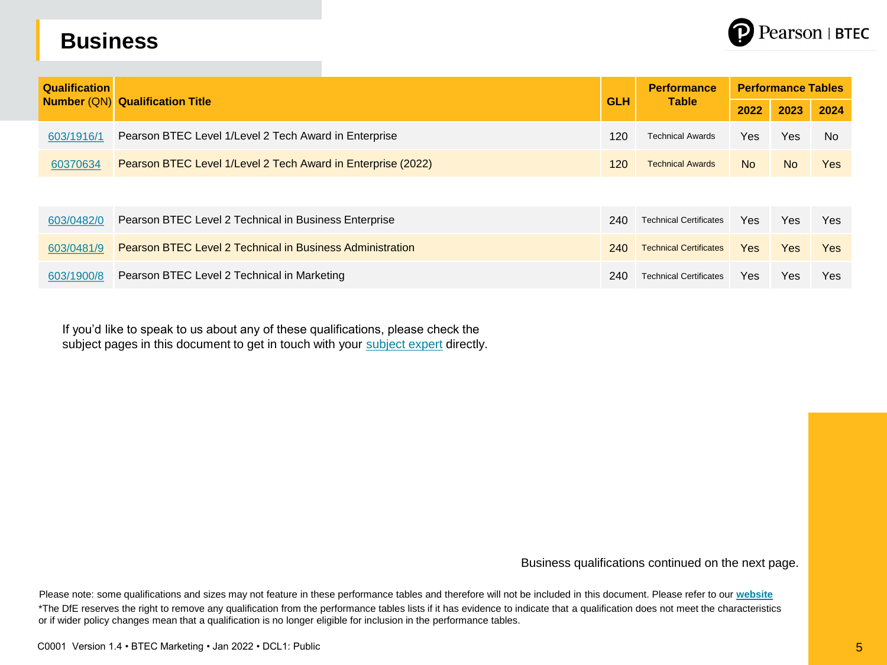# Business

| Qualification Number (QN) | Qualification Title | GLH | Performance Table | Performance Tables | | |
|---|---|---|---|---|---|---|
| | | | | 2022 | 2023 | 2024 |
| 603/1916/1 | Pearson BTEC Level 1/Level 2 Tech Award in Enterprise | 120 | Technical Awards | Yes | Yes | No |
| 60370634 | Pearson BTEC Level 1/Level 2 Tech Award in Enterprise (2022) | 120 | Technical Awards | No | No | Yes |
| 603/0482/0 | Pearson BTEC Level 2 Technical in Business Enterprise | 240 | Technical Certificates | Yes | Yes | Yes |
| 603/0481/9 | Pearson BTEC Level 2 Technical in Business Administration | 240 | Technical Certificates | Yes | Yes | Yes |
| 603/1900/8 | Pearson BTEC Level 2 Technical in Marketing | 240 | Technical Certificates | Yes | Yes | Yes |

If you'd like to speak to us about any of these qualifications, please check the subject pages in this document to get in touch with your subject expert directly.

Business qualifications continued on the next page.

Please note: some qualifications and sizes may not feature in these performance tables and therefore will not be included in this document. Please refer to our **website**

*The DfE reserves the right to remove any qualification from the performance tables lists if it has evidence to indicate that a qualification does not meet the characteristics or if wider policy changes mean that a qualification is no longer eligible for inclusion in the performance tables.

C0001 Version 1.4 • BTEC Marketing • Jan 2022 • DCL1: Public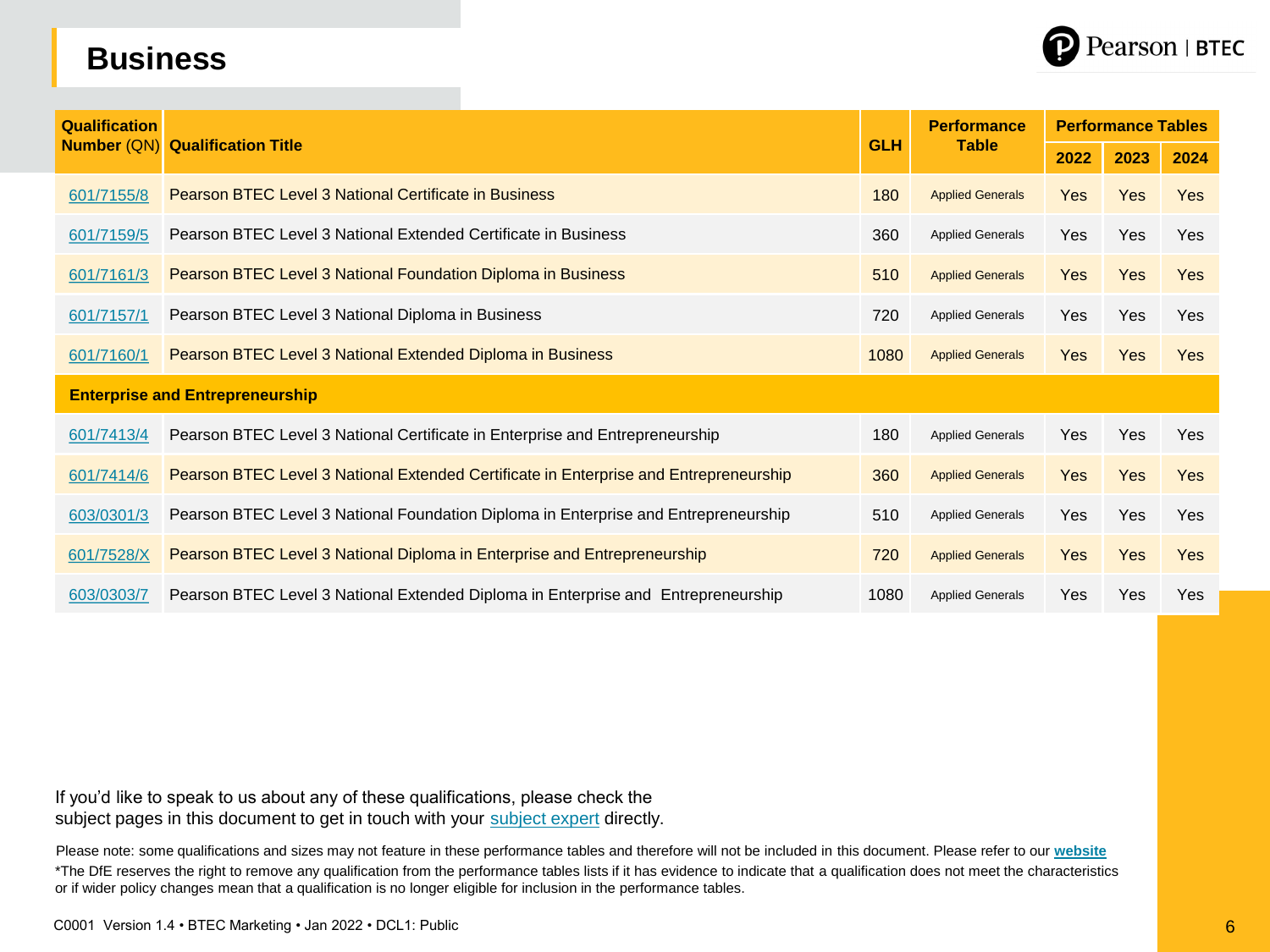# Business

| Qualification Number (QN) | Qualification Title | GLH | Performance Table | Performance Tables | | |
|---|---|---|---|---|---|---|
| | | | | 2022 | 2023 | 2024 |
| 601/7155/8 | Pearson BTEC Level 3 National Certificate in Business | 180 | Applied Generals | Yes | Yes | Yes |
| 601/7159/5 | Pearson BTEC Level 3 National Extended Certificate in Business | 360 | Applied Generals | Yes | Yes | Yes |
| 601/7161/3 | Pearson BTEC Level 3 National Foundation Diploma in Business | 510 | Applied Generals | Yes | Yes | Yes |
| 601/7157/1 | Pearson BTEC Level 3 National Diploma in Business | 720 | Applied Generals | Yes | Yes | Yes |
| 601/7160/1 | Pearson BTEC Level 3 National Extended Diploma in Business | 1080 | Applied Generals | Yes | Yes | Yes |
| **Enterprise and Entrepreneurship** | | | | | | |
| 601/7413/4 | Pearson BTEC Level 3 National Certificate in Enterprise and Entrepreneurship | 180 | Applied Generals | Yes | Yes | Yes |
| 601/7414/6 | Pearson BTEC Level 3 National Extended Certificate in Enterprise and Entrepreneurship | 360 | Applied Generals | Yes | Yes | Yes |
| 603/0301/3 | Pearson BTEC Level 3 National Foundation Diploma in Enterprise and Entrepreneurship | 510 | Applied Generals | Yes | Yes | Yes |
| 601/7528/X | Pearson BTEC Level 3 National Diploma in Enterprise and Entrepreneurship | 720 | Applied Generals | Yes | Yes | Yes |
| 603/0303/7 | Pearson BTEC Level 3 National Extended Diploma in Enterprise and Entrepreneurship | 1080 | Applied Generals | Yes | Yes | Yes |

If you'd like to speak to us about any of these qualifications, please check the subject pages in this document to get in touch with your subject expert directly.

Please note: some qualifications and sizes may not feature in these performance tables and therefore will not be included in this document. Please refer to our **website**

*The DfE reserves the right to remove any qualification from the performance tables lists if it has evidence to indicate that a qualification does not meet the characteristics or if wider policy changes mean that a qualification is no longer eligible for inclusion in the performance tables.

C0001 Version 1.4 • BTEC Marketing • Jan 2022 • DCL1: Public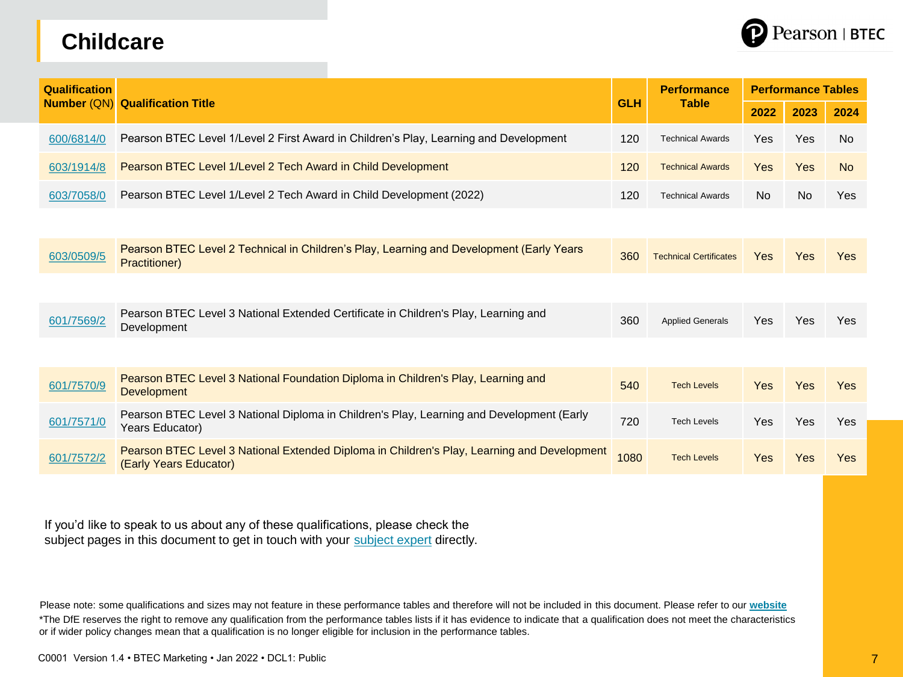# Childcare

| Qualification Number (QN) | Qualification Title | GLH | Performance Table | Performance Tables | | |
|---|---|---|---|---|---|---|
| | | | | 2022 | 2023 | 2024 |
| 600/6814/0 | Pearson BTEC Level 1/Level 2 First Award in Children's Play, Learning and Development | 120 | Technical Awards | Yes | Yes | No |
| 603/1914/8 | Pearson BTEC Level 1/Level 2 Tech Award in Child Development | 120 | Technical Awards | Yes | Yes | No |
| 603/7058/0 | Pearson BTEC Level 1/Level 2 Tech Award in Child Development (2022) | 120 | Technical Awards | No | No | Yes |
| 603/0509/5 | Pearson BTEC Level 2 Technical in Children's Play, Learning and Development (Early Years Practitioner) | 360 | Technical Certificates | Yes | Yes | Yes |
| 601/7569/2 | Pearson BTEC Level 3 National Extended Certificate in Children's Play, Learning and Development | 360 | Applied Generals | Yes | Yes | Yes |
| 601/7570/9 | Pearson BTEC Level 3 National Foundation Diploma in Children's Play, Learning and Development | 540 | Tech Levels | Yes | Yes | Yes |
| 601/7571/0 | Pearson BTEC Level 3 National Diploma in Children's Play, Learning and Development (Early Years Educator) | 720 | Tech Levels | Yes | Yes | Yes |
| 601/7572/2 | Pearson BTEC Level 3 National Extended Diploma in Children's Play, Learning and Development (Early Years Educator) | 1080 | Tech Levels | Yes | Yes | Yes |

If you'd like to speak to us about any of these qualifications, please check the subject pages in this document to get in touch with your subject expert directly.

Please note: some qualifications and sizes may not feature in these performance tables and therefore will not be included in this document. Please refer to our **website**

*The DfE reserves the right to remove any qualification from the performance tables lists if it has evidence to indicate that a qualification does not meet the characteristics or if wider policy changes mean that a qualification is no longer eligible for inclusion in the performance tables.

C0001 Version 1.4 • BTEC Marketing • Jan 2022 • DCL1: Public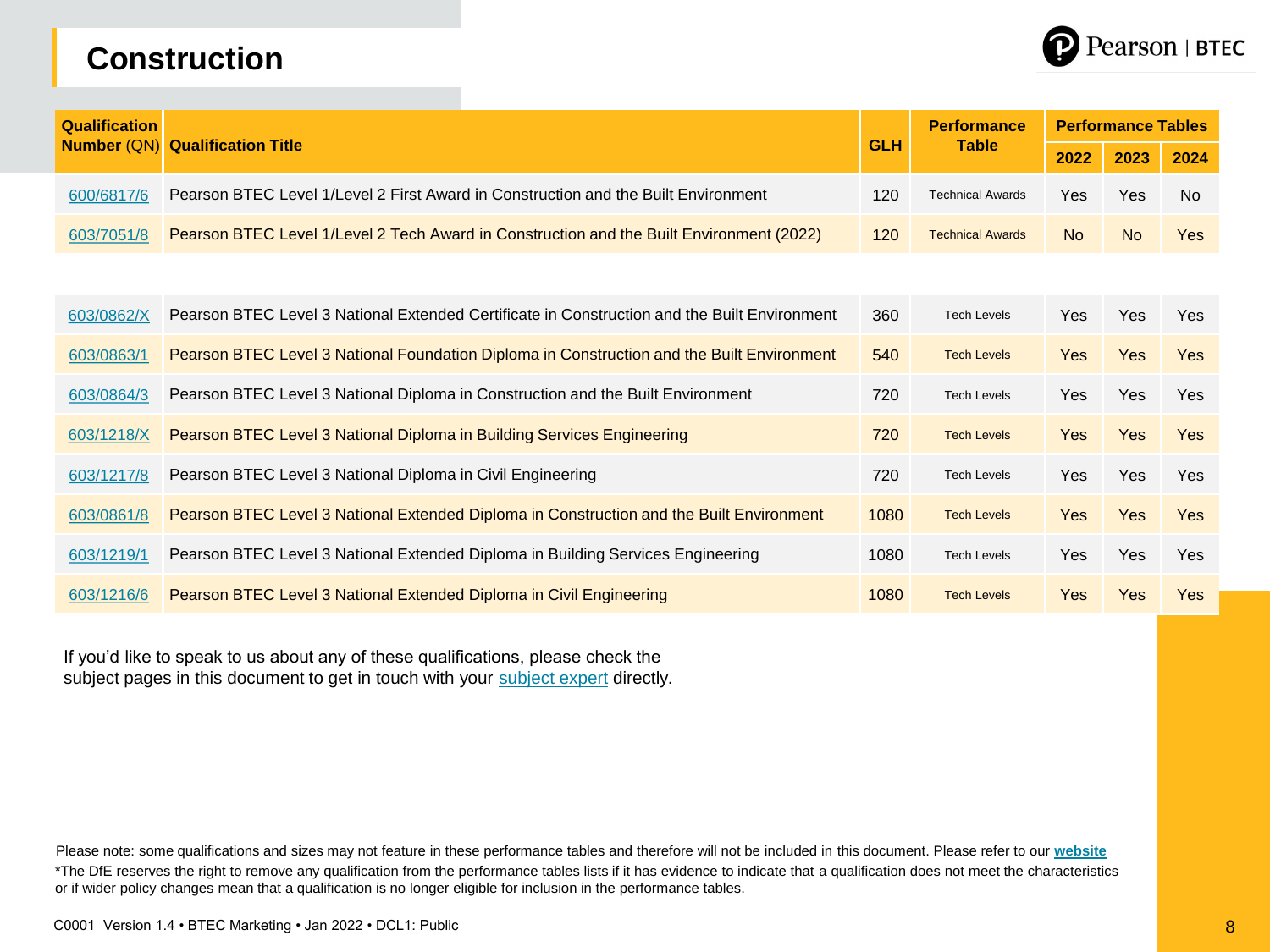# Construction

| Qualification Number (QN) | Qualification Title | GLH | Performance Table | Performance Tables | | |
|---|---|---|---|---|---|---|
| | | | | 2022 | 2023 | 2024 |
| 600/6817/6 | Pearson BTEC Level 1/Level 2 First Award in Construction and the Built Environment | 120 | Technical Awards | Yes | Yes | No |
| 603/7051/8 | Pearson BTEC Level 1/Level 2 Tech Award in Construction and the Built Environment (2022) | 120 | Technical Awards | No | No | Yes |
| 603/0862/X | Pearson BTEC Level 3 National Extended Certificate in Construction and the Built Environment | 360 | Tech Levels | Yes | Yes | Yes |
| 603/0863/1 | Pearson BTEC Level 3 National Foundation Diploma in Construction and the Built Environment | 540 | Tech Levels | Yes | Yes | Yes |
| 603/0864/3 | Pearson BTEC Level 3 National Diploma in Construction and the Built Environment | 720 | Tech Levels | Yes | Yes | Yes |
| 603/1218/X | Pearson BTEC Level 3 National Diploma in Building Services Engineering | 720 | Tech Levels | Yes | Yes | Yes |
| 603/1217/8 | Pearson BTEC Level 3 National Diploma in Civil Engineering | 720 | Tech Levels | Yes | Yes | Yes |
| 603/0861/8 | Pearson BTEC Level 3 National Extended Diploma in Construction and the Built Environment | 1080 | Tech Levels | Yes | Yes | Yes |
| 603/1219/1 | Pearson BTEC Level 3 National Extended Diploma in Building Services Engineering | 1080 | Tech Levels | Yes | Yes | Yes |
| 603/1216/6 | Pearson BTEC Level 3 National Extended Diploma in Civil Engineering | 1080 | Tech Levels | Yes | Yes | Yes |

If you'd like to speak to us about any of these qualifications, please check the subject pages in this document to get in touch with your subject expert directly.

Please note: some qualifications and sizes may not feature in these performance tables and therefore will not be included in this document. Please refer to our **website**

*The DfE reserves the right to remove any qualification from the performance tables lists if it has evidence to indicate that a qualification does not meet the characteristics or if wider policy changes mean that a qualification is no longer eligible for inclusion in the performance tables.

C0001 Version 1.4 • BTEC Marketing • Jan 2022 • DCL1: Public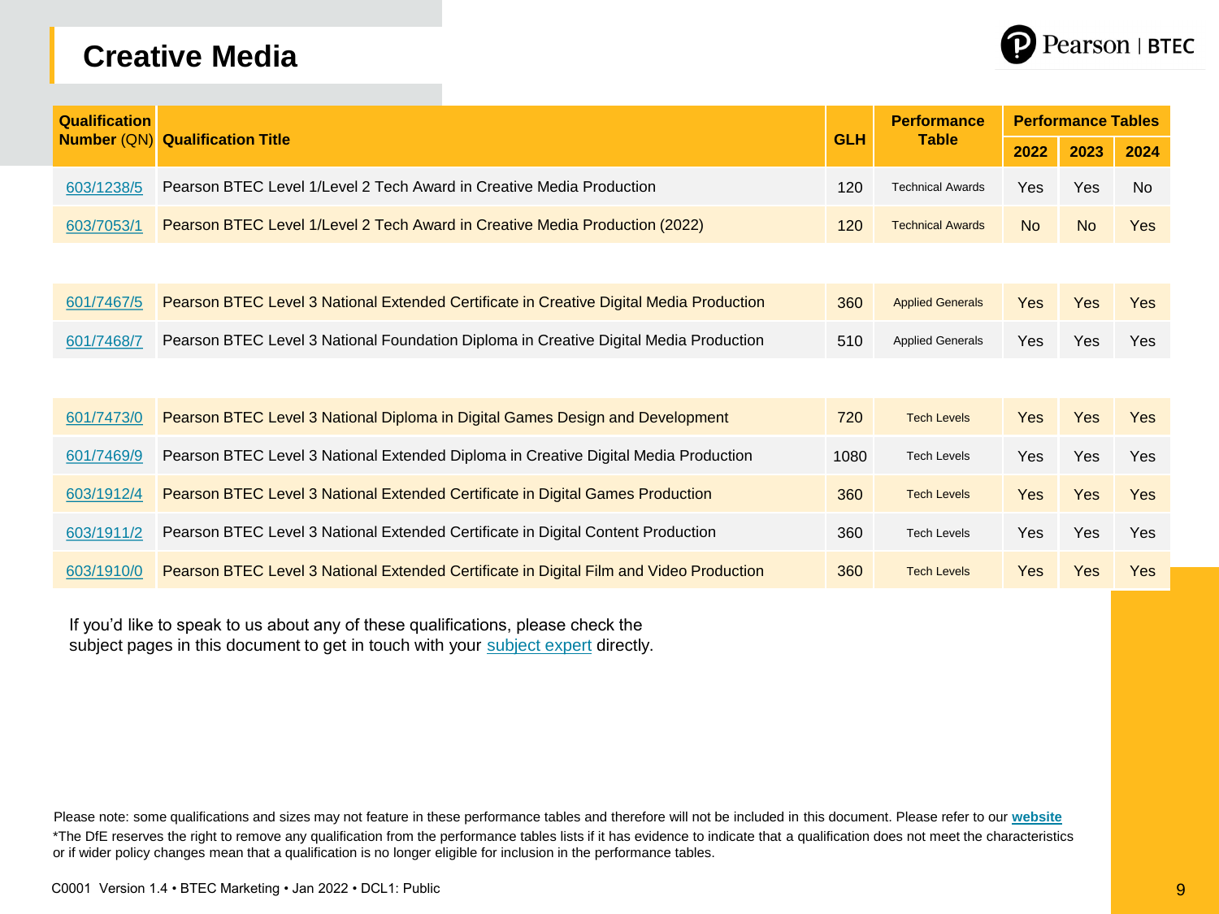# Creative Media

| Qualification Number (QN) | Qualification Title | GLH | Performance Table | Performance Tables | | |
|---|---|---|---|---|---|---|
| | | | | 2022 | 2023 | 2024 |
| [603/1238/5]() | Pearson BTEC Level 1/Level 2 Tech Award in Creative Media Production | 120 | Technical Awards | Yes | Yes | No |
| [603/7053/1]() | Pearson BTEC Level 1/Level 2 Tech Award in Creative Media Production (2022) | 120 | Technical Awards | No | No | Yes |
| [601/7467/5]() | Pearson BTEC Level 3 National Extended Certificate in Creative Digital Media Production | 360 | Applied Generals | Yes | Yes | Yes |
| [601/7468/7]() | Pearson BTEC Level 3 National Foundation Diploma in Creative Digital Media Production | 510 | Applied Generals | Yes | Yes | Yes |
| [601/7473/0]() | Pearson BTEC Level 3 National Diploma in Digital Games Design and Development | 720 | Tech Levels | Yes | Yes | Yes |
| [601/7469/9]() | Pearson BTEC Level 3 National Extended Diploma in Creative Digital Media Production | 1080 | Tech Levels | Yes | Yes | Yes |
| [603/1912/4]() | Pearson BTEC Level 3 National Extended Certificate in Digital Games Production | 360 | Tech Levels | Yes | Yes | Yes |
| [603/1911/2]() | Pearson BTEC Level 3 National Extended Certificate in Digital Content Production | 360 | Tech Levels | Yes | Yes | Yes |
| [603/1910/0]() | Pearson BTEC Level 3 National Extended Certificate in Digital Film and Video Production | 360 | Tech Levels | Yes | Yes | Yes |

If you'd like to speak to us about any of these qualifications, please check the subject pages in this document to get in touch with your [subject expert]() directly.

Please note: some qualifications and sizes may not feature in these performance tables and therefore will not be included in this document. Please refer to our **[website]()**

*The DfE reserves the right to remove any qualification from the performance tables lists if it has evidence to indicate that a qualification does not meet the characteristics or if wider policy changes mean that a qualification is no longer eligible for inclusion in the performance tables.

C0001 Version 1.4 • BTEC Marketing • Jan 2022 • DCL1: Public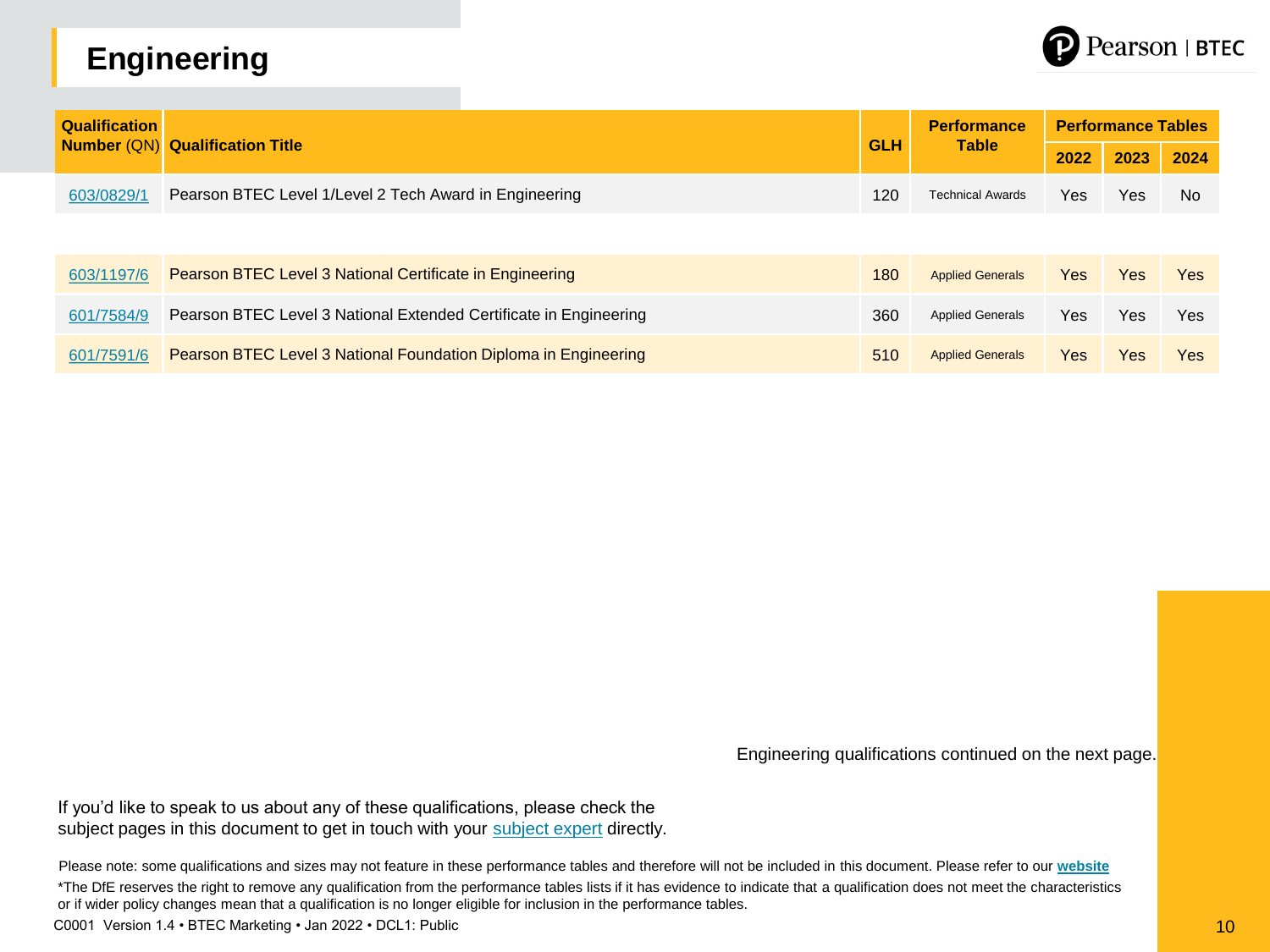# Engineering

| Qualification Number (QN) | Qualification Title | GLH | Performance Table | Performance Tables | | |
|---|---|---|---|---|---|---|
| | | | | 2022 | 2023 | 2024 |
| 603/0829/1 | Pearson BTEC Level 1/Level 2 Tech Award in Engineering | 120 | Technical Awards | Yes | Yes | No |
| 603/1197/6 | Pearson BTEC Level 3 National Certificate in Engineering | 180 | Applied Generals | Yes | Yes | Yes |
| 601/7584/9 | Pearson BTEC Level 3 National Extended Certificate in Engineering | 360 | Applied Generals | Yes | Yes | Yes |
| 601/7591/6 | Pearson BTEC Level 3 National Foundation Diploma in Engineering | 510 | Applied Generals | Yes | Yes | Yes |

Engineering qualifications continued on the next page.

If you'd like to speak to us about any of these qualifications, please check the subject pages in this document to get in touch with your subject expert directly.

Please note: some qualifications and sizes may not feature in these performance tables and therefore will not be included in this document. Please refer to our **website**

*The DfE reserves the right to remove any qualification from the performance tables lists if it has evidence to indicate that a qualification does not meet the characteristics or if wider policy changes mean that a qualification is no longer eligible for inclusion in the performance tables.

C0001 Version 1.4 • BTEC Marketing • Jan 2022 • DCL1: Public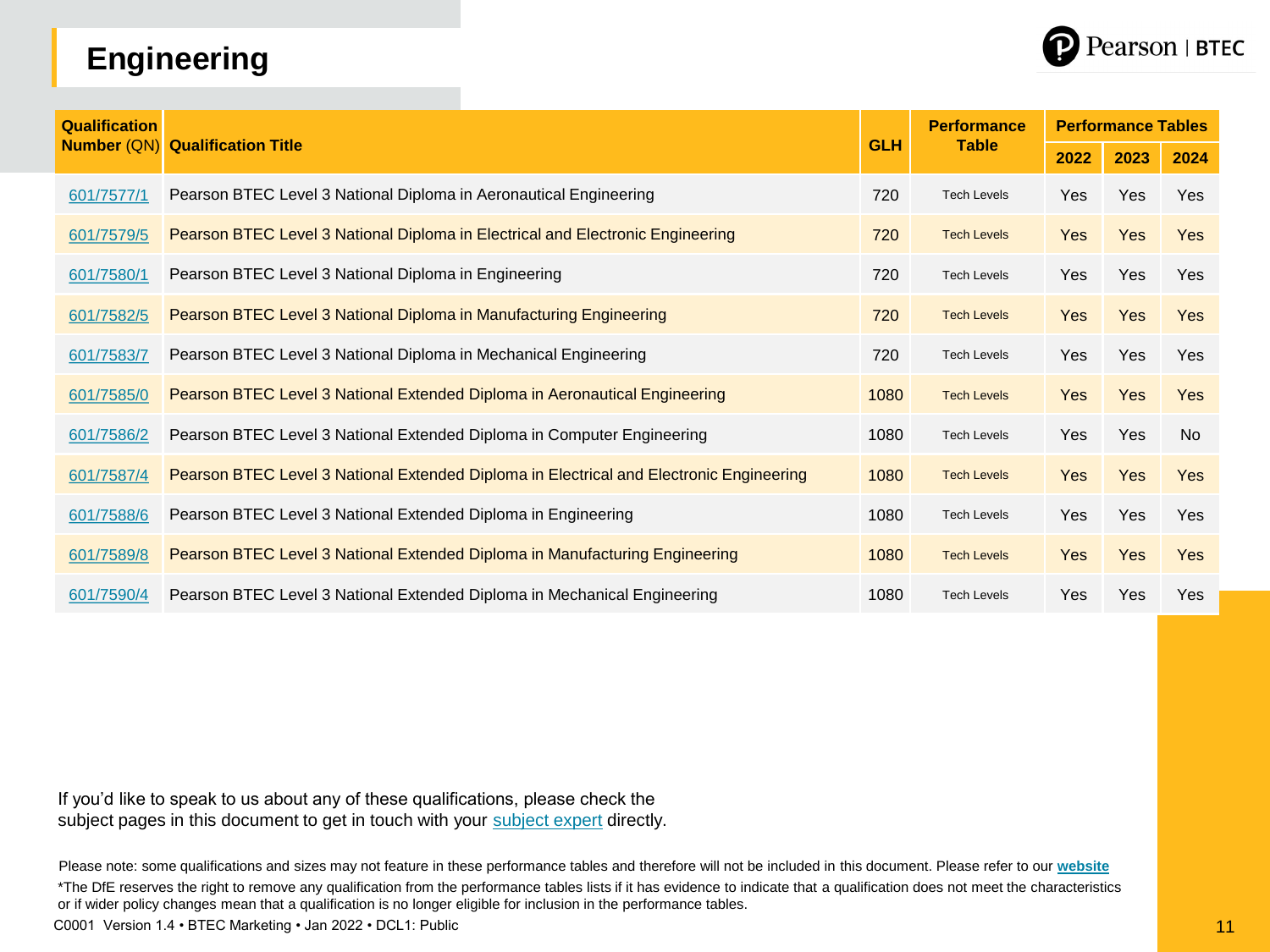# Engineering

| Qualification Number (QN) | Qualification Title | GLH | Performance Table | Performance Tables | | |
|---|---|---|---|---|---|---|
| | | | | 2022 | 2023 | 2024 |
| 601/7577/1 | Pearson BTEC Level 3 National Diploma in Aeronautical Engineering | 720 | Tech Levels | Yes | Yes | Yes |
| 601/7579/5 | Pearson BTEC Level 3 National Diploma in Electrical and Electronic Engineering | 720 | Tech Levels | Yes | Yes | Yes |
| 601/7580/1 | Pearson BTEC Level 3 National Diploma in Engineering | 720 | Tech Levels | Yes | Yes | Yes |
| 601/7582/5 | Pearson BTEC Level 3 National Diploma in Manufacturing Engineering | 720 | Tech Levels | Yes | Yes | Yes |
| 601/7583/7 | Pearson BTEC Level 3 National Diploma in Mechanical Engineering | 720 | Tech Levels | Yes | Yes | Yes |
| 601/7585/0 | Pearson BTEC Level 3 National Extended Diploma in Aeronautical Engineering | 1080 | Tech Levels | Yes | Yes | Yes |
| 601/7586/2 | Pearson BTEC Level 3 National Extended Diploma in Computer Engineering | 1080 | Tech Levels | Yes | Yes | No |
| 601/7587/4 | Pearson BTEC Level 3 National Extended Diploma in Electrical and Electronic Engineering | 1080 | Tech Levels | Yes | Yes | Yes |
| 601/7588/6 | Pearson BTEC Level 3 National Extended Diploma in Engineering | 1080 | Tech Levels | Yes | Yes | Yes |
| 601/7589/8 | Pearson BTEC Level 3 National Extended Diploma in Manufacturing Engineering | 1080 | Tech Levels | Yes | Yes | Yes |
| 601/7590/4 | Pearson BTEC Level 3 National Extended Diploma in Mechanical Engineering | 1080 | Tech Levels | Yes | Yes | Yes |

If you'd like to speak to us about any of these qualifications, please check the subject pages in this document to get in touch with your subject expert directly.

Please note: some qualifications and sizes may not feature in these performance tables and therefore will not be included in this document. Please refer to our **website**

*The DfE reserves the right to remove any qualification from the performance tables lists if it has evidence to indicate that a qualification does not meet the characteristics or if wider policy changes mean that a qualification is no longer eligible for inclusion in the performance tables.

C0001 Version 1.4 • BTEC Marketing • Jan 2022 • DCL1: Public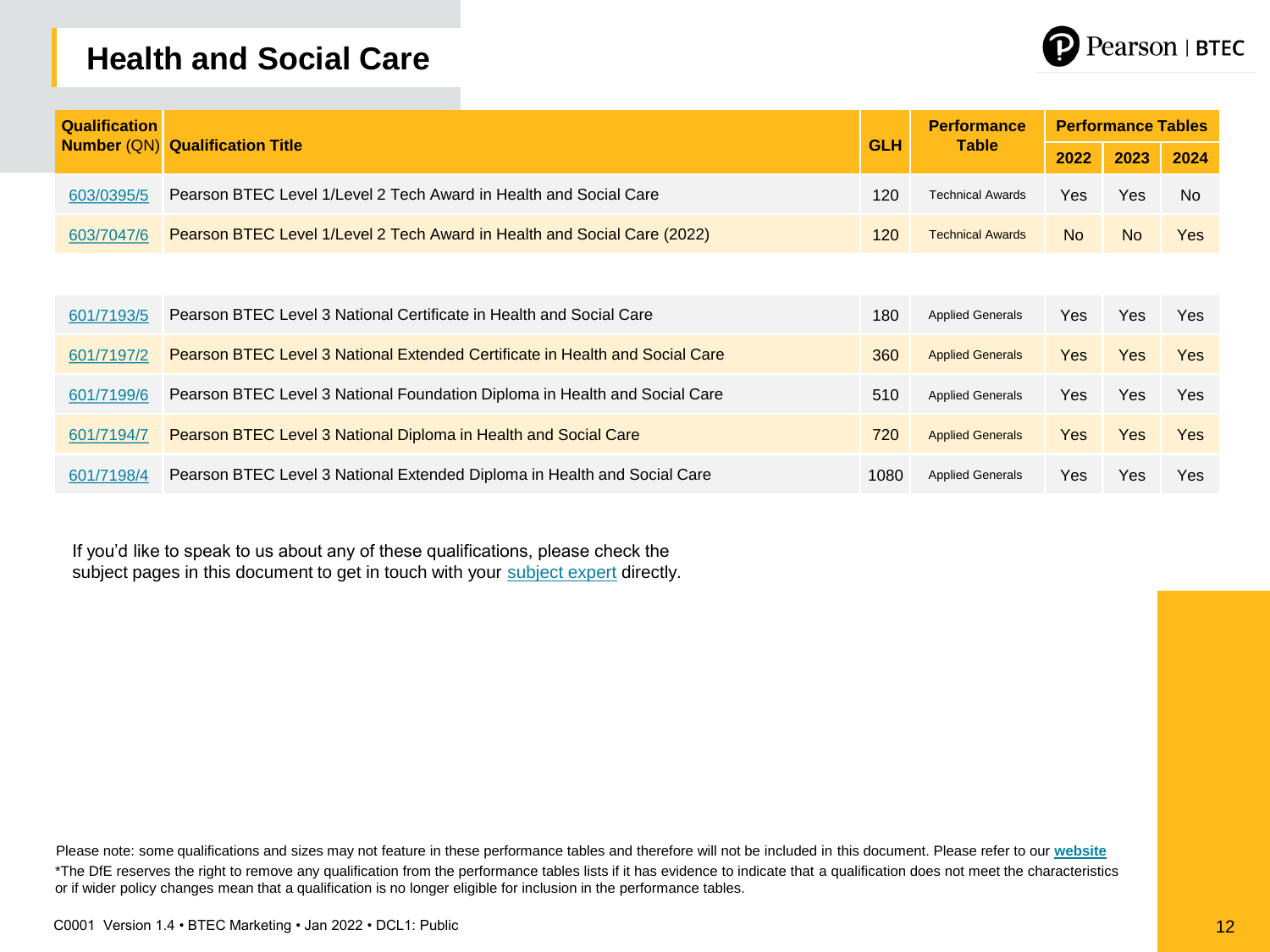# Health and Social Care

| Qualification Number (QN) | Qualification Title | GLH | Performance Table | Performance Tables | | |
|---|---|---|---|---|---|---|
| | | | | 2022 | 2023 | 2024 |
| 603/0395/5 | Pearson BTEC Level 1/Level 2 Tech Award in Health and Social Care | 120 | Technical Awards | Yes | Yes | No |
| 603/7047/6 | Pearson BTEC Level 1/Level 2 Tech Award in Health and Social Care (2022) | 120 | Technical Awards | No | No | Yes |
| 601/7193/5 | Pearson BTEC Level 3 National Certificate in Health and Social Care | 180 | Applied Generals | Yes | Yes | Yes |
| 601/7197/2 | Pearson BTEC Level 3 National Extended Certificate in Health and Social Care | 360 | Applied Generals | Yes | Yes | Yes |
| 601/7199/6 | Pearson BTEC Level 3 National Foundation Diploma in Health and Social Care | 510 | Applied Generals | Yes | Yes | Yes |
| 601/7194/7 | Pearson BTEC Level 3 National Diploma in Health and Social Care | 720 | Applied Generals | Yes | Yes | Yes |
| 601/7198/4 | Pearson BTEC Level 3 National Extended Diploma in Health and Social Care | 1080 | Applied Generals | Yes | Yes | Yes |

If you'd like to speak to us about any of these qualifications, please check the subject pages in this document to get in touch with your subject expert directly.

Please note: some qualifications and sizes may not feature in these performance tables and therefore will not be included in this document. Please refer to our **website**

*The DfE reserves the right to remove any qualification from the performance tables lists if it has evidence to indicate that a qualification does not meet the characteristics or if wider policy changes mean that a qualification is no longer eligible for inclusion in the performance tables.

C0001 Version 1.4 • BTEC Marketing • Jan 2022 • DCL1: Public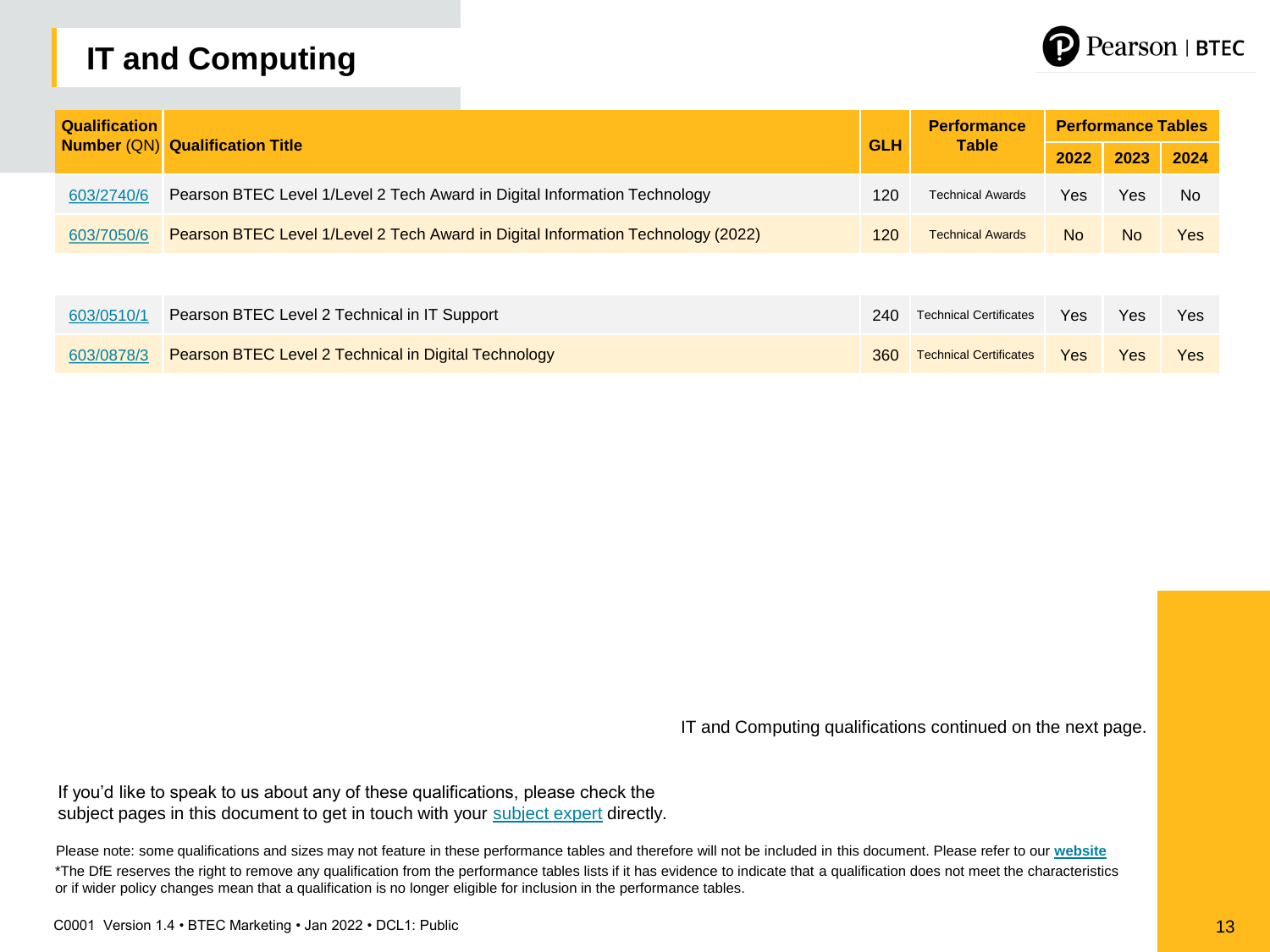# IT and Computing

| Qualification Number (QN) | Qualification Title | GLH | Performance Table | Performance Tables | | |
|---|---|---|---|---|---|---|
| | | | | 2022 | 2023 | 2024 |
| 603/2740/6 | Pearson BTEC Level 1/Level 2 Tech Award in Digital Information Technology | 120 | Technical Awards | Yes | Yes | No |
| 603/7050/6 | Pearson BTEC Level 1/Level 2 Tech Award in Digital Information Technology (2022) | 120 | Technical Awards | No | No | Yes |
| 603/0510/1 | Pearson BTEC Level 2 Technical in IT Support | 240 | Technical Certificates | Yes | Yes | Yes |
| 603/0878/3 | Pearson BTEC Level 2 Technical in Digital Technology | 360 | Technical Certificates | Yes | Yes | Yes |

IT and Computing qualifications continued on the next page.

If you'd like to speak to us about any of these qualifications, please check the subject pages in this document to get in touch with your subject expert directly.

Please note: some qualifications and sizes may not feature in these performance tables and therefore will not be included in this document. Please refer to our **website**

*The DfE reserves the right to remove any qualification from the performance tables lists if it has evidence to indicate that a qualification does not meet the characteristics or if wider policy changes mean that a qualification is no longer eligible for inclusion in the performance tables.

C0001 Version 1.4 • BTEC Marketing • Jan 2022 • DCL1: Public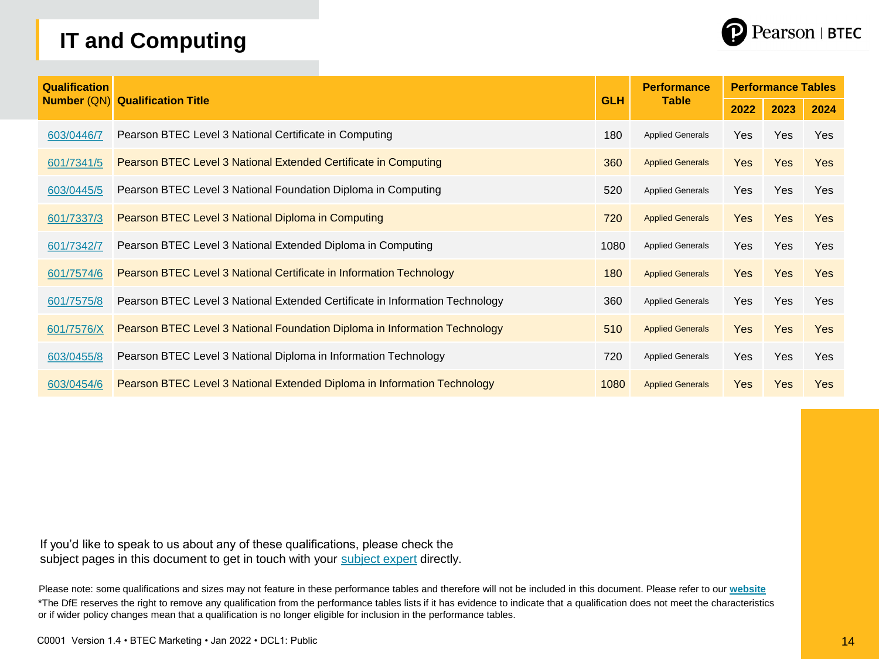# IT and Computing

| Qualification Number (QN) | Qualification Title | GLH | Performance Table | Performance Tables | | |
|---|---|---|---|---|---|---|
| | | | | 2022 | 2023 | 2024 |
| 603/0446/7 | Pearson BTEC Level 3 National Certificate in Computing | 180 | Applied Generals | Yes | Yes | Yes |
| 601/7341/5 | Pearson BTEC Level 3 National Extended Certificate in Computing | 360 | Applied Generals | Yes | Yes | Yes |
| 603/0445/5 | Pearson BTEC Level 3 National Foundation Diploma in Computing | 520 | Applied Generals | Yes | Yes | Yes |
| 601/7337/3 | Pearson BTEC Level 3 National Diploma in Computing | 720 | Applied Generals | Yes | Yes | Yes |
| 601/7342/7 | Pearson BTEC Level 3 National Extended Diploma in Computing | 1080 | Applied Generals | Yes | Yes | Yes |
| 601/7574/6 | Pearson BTEC Level 3 National Certificate in Information Technology | 180 | Applied Generals | Yes | Yes | Yes |
| 601/7575/8 | Pearson BTEC Level 3 National Extended Certificate in Information Technology | 360 | Applied Generals | Yes | Yes | Yes |
| 601/7576/X | Pearson BTEC Level 3 National Foundation Diploma in Information Technology | 510 | Applied Generals | Yes | Yes | Yes |
| 603/0455/8 | Pearson BTEC Level 3 National Diploma in Information Technology | 720 | Applied Generals | Yes | Yes | Yes |
| 603/0454/6 | Pearson BTEC Level 3 National Extended Diploma in Information Technology | 1080 | Applied Generals | Yes | Yes | Yes |

If you'd like to speak to us about any of these qualifications, please check the subject pages in this document to get in touch with your subject expert directly.

Please note: some qualifications and sizes may not feature in these performance tables and therefore will not be included in this document. Please refer to our **website**

*The DfE reserves the right to remove any qualification from the performance tables lists if it has evidence to indicate that a qualification does not meet the characteristics or if wider policy changes mean that a qualification is no longer eligible for inclusion in the performance tables.

C0001 Version 1.4 • BTEC Marketing • Jan 2022 • DCL1: Public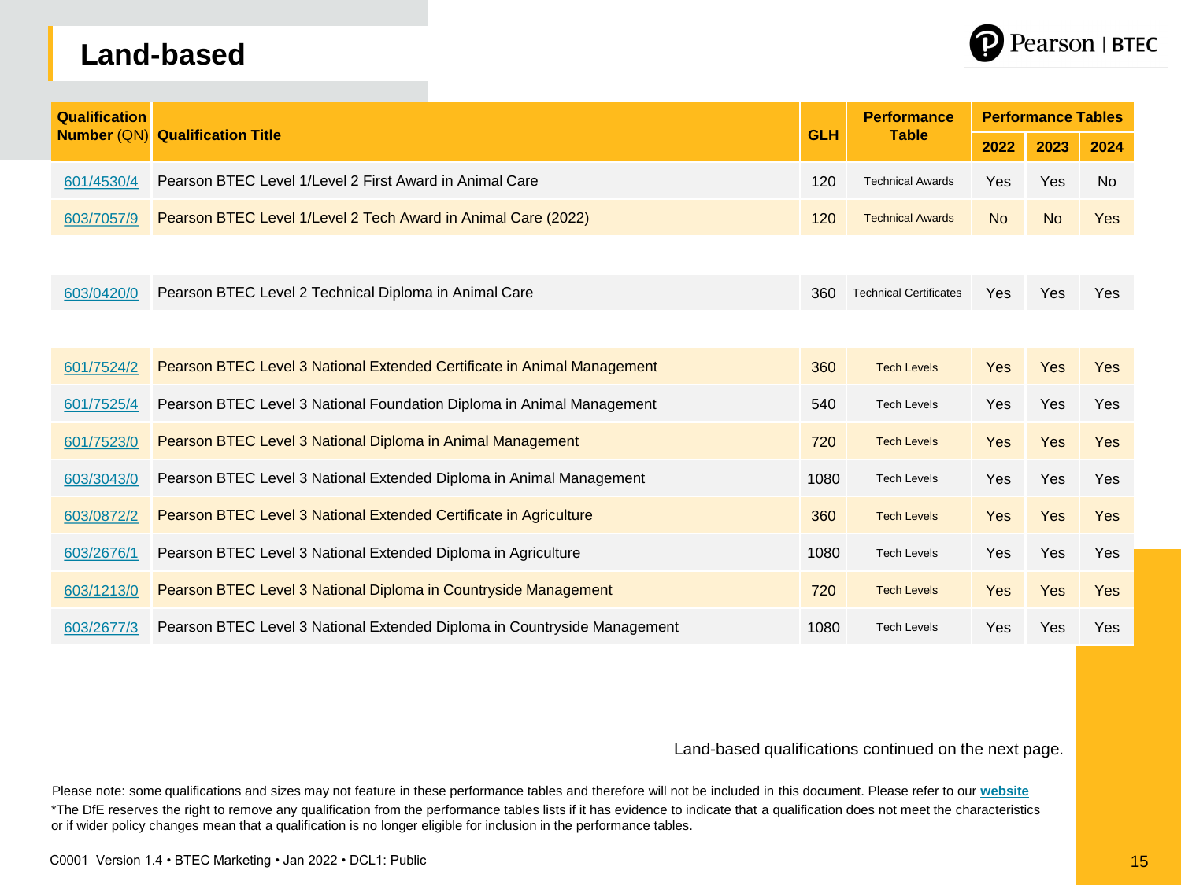# Land-based

| Qualification Number (QN) | Qualification Title | GLH | Performance Table | Performance Tables | | |
|---|---|---|---|---|---|---|
| | | | | 2022 | 2023 | 2024 |
| 601/4530/4 | Pearson BTEC Level 1/Level 2 First Award in Animal Care | 120 | Technical Awards | Yes | Yes | No |
| 603/7057/9 | Pearson BTEC Level 1/Level 2 Tech Award in Animal Care (2022) | 120 | Technical Awards | No | No | Yes |
| 603/0420/0 | Pearson BTEC Level 2 Technical Diploma in Animal Care | 360 | Technical Certificates | Yes | Yes | Yes |
| 601/7524/2 | Pearson BTEC Level 3 National Extended Certificate in Animal Management | 360 | Tech Levels | Yes | Yes | Yes |
| 601/7525/4 | Pearson BTEC Level 3 National Foundation Diploma in Animal Management | 540 | Tech Levels | Yes | Yes | Yes |
| 601/7523/0 | Pearson BTEC Level 3 National Diploma in Animal Management | 720 | Tech Levels | Yes | Yes | Yes |
| 603/3043/0 | Pearson BTEC Level 3 National Extended Diploma in Animal Management | 1080 | Tech Levels | Yes | Yes | Yes |
| 603/0872/2 | Pearson BTEC Level 3 National Extended Certificate in Agriculture | 360 | Tech Levels | Yes | Yes | Yes |
| 603/2676/1 | Pearson BTEC Level 3 National Extended Diploma in Agriculture | 1080 | Tech Levels | Yes | Yes | Yes |
| 603/1213/0 | Pearson BTEC Level 3 National Diploma in Countryside Management | 720 | Tech Levels | Yes | Yes | Yes |
| 603/2677/3 | Pearson BTEC Level 3 National Extended Diploma in Countryside Management | 1080 | Tech Levels | Yes | Yes | Yes |

Land-based qualifications continued on the next page.

Please note: some qualifications and sizes may not feature in these performance tables and therefore will not be included in this document. Please refer to our **website**

*The DfE reserves the right to remove any qualification from the performance tables lists if it has evidence to indicate that a qualification does not meet the characteristics or if wider policy changes mean that a qualification is no longer eligible for inclusion in the performance tables.

C0001 Version 1.4 • BTEC Marketing • Jan 2022 • DCL1: Public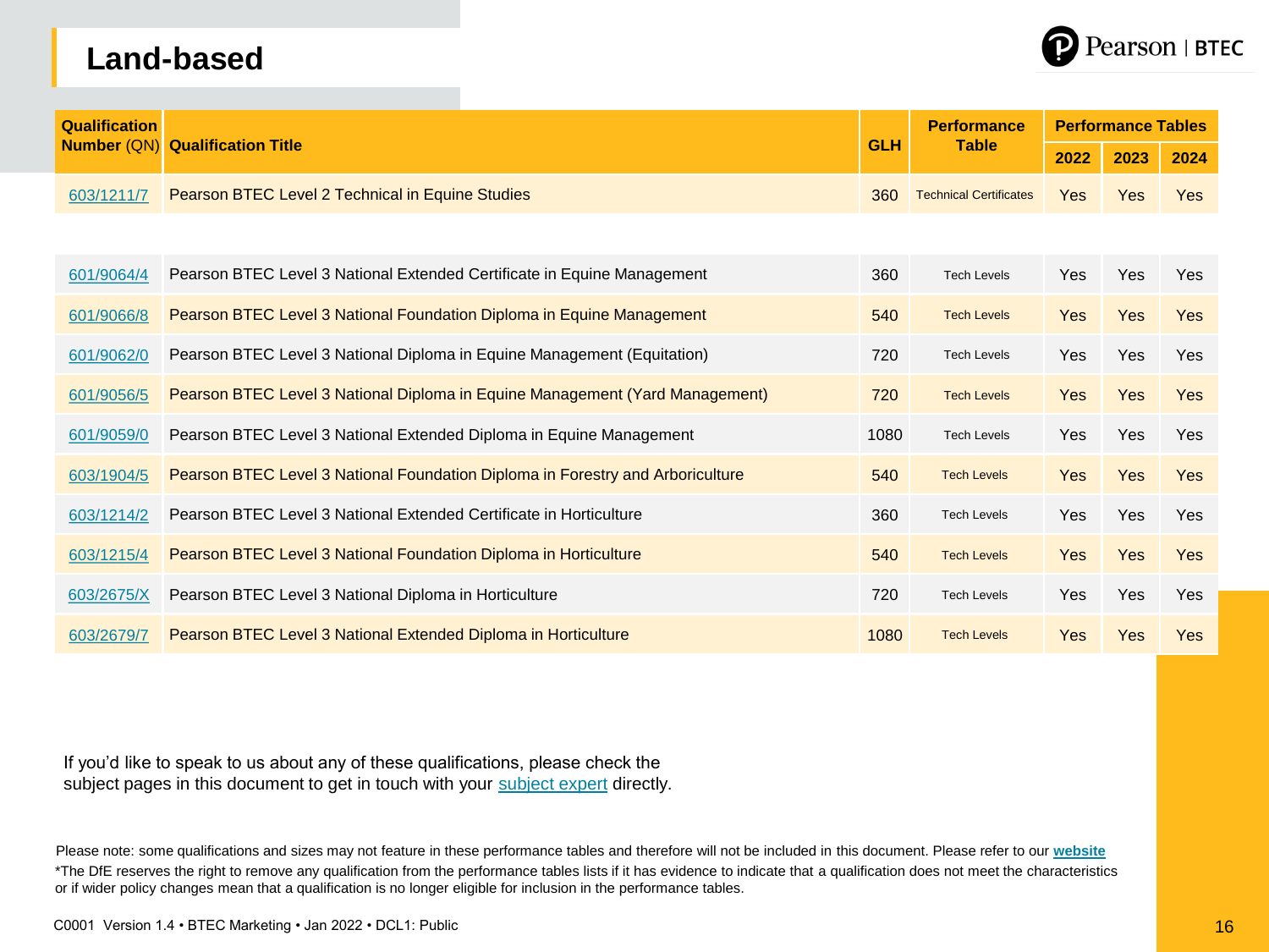# Land-based

| Qualification Number (QN) | Qualification Title | GLH | Performance Table | Performance Tables | | |
|---|---|---|---|---|---|---|
| | | | | 2022 | 2023 | 2024 |
| [603/1211/7]() | Pearson BTEC Level 2 Technical in Equine Studies | 360 | Technical Certificates | Yes | Yes | Yes |
| [601/9064/4]() | Pearson BTEC Level 3 National Extended Certificate in Equine Management | 360 | Tech Levels | Yes | Yes | Yes |
| [601/9066/8]() | Pearson BTEC Level 3 National Foundation Diploma in Equine Management | 540 | Tech Levels | Yes | Yes | Yes |
| [601/9062/0]() | Pearson BTEC Level 3 National Diploma in Equine Management (Equitation) | 720 | Tech Levels | Yes | Yes | Yes |
| [601/9056/5]() | Pearson BTEC Level 3 National Diploma in Equine Management (Yard Management) | 720 | Tech Levels | Yes | Yes | Yes |
| [601/9059/0]() | Pearson BTEC Level 3 National Extended Diploma in Equine Management | 1080 | Tech Levels | Yes | Yes | Yes |
| [603/1904/5]() | Pearson BTEC Level 3 National Foundation Diploma in Forestry and Arboriculture | 540 | Tech Levels | Yes | Yes | Yes |
| [603/1214/2]() | Pearson BTEC Level 3 National Extended Certificate in Horticulture | 360 | Tech Levels | Yes | Yes | Yes |
| [603/1215/4]() | Pearson BTEC Level 3 National Foundation Diploma in Horticulture | 540 | Tech Levels | Yes | Yes | Yes |
| [603/2675/X]() | Pearson BTEC Level 3 National Diploma in Horticulture | 720 | Tech Levels | Yes | Yes | Yes |
| [603/2679/7]() | Pearson BTEC Level 3 National Extended Diploma in Horticulture | 1080 | Tech Levels | Yes | Yes | Yes |

If you'd like to speak to us about any of these qualifications, please check the subject pages in this document to get in touch with your subject expert directly.

Please note: some qualifications and sizes may not feature in these performance tables and therefore will not be included in this document. Please refer to our **website**

*The DfE reserves the right to remove any qualification from the performance tables lists if it has evidence to indicate that a qualification does not meet the characteristics or if wider policy changes mean that a qualification is no longer eligible for inclusion in the performance tables.

C0001 Version 1.4 • BTEC Marketing • Jan 2022 • DCL1: Public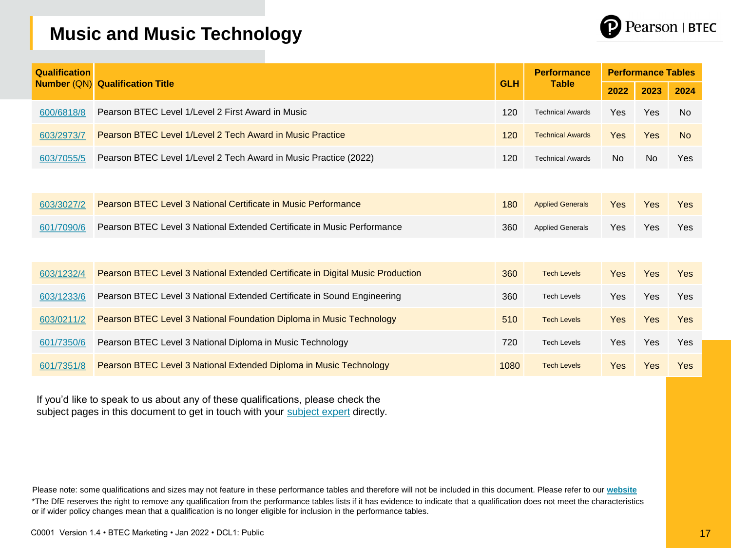# Music and Music Technology

| Qualification Number (QN) | Qualification Title | GLH | Performance Table | Performance Tables | | |
|---|---|---|---|---|---|---|
| | | | | 2022 | 2023 | 2024 |
| 600/6818/8 | Pearson BTEC Level 1/Level 2 First Award in Music | 120 | Technical Awards | Yes | Yes | No |
| 603/2973/7 | Pearson BTEC Level 1/Level 2 Tech Award in Music Practice | 120 | Technical Awards | Yes | Yes | No |
| 603/7055/5 | Pearson BTEC Level 1/Level 2 Tech Award in Music Practice (2022) | 120 | Technical Awards | No | No | Yes |
| 603/3027/2 | Pearson BTEC Level 3 National Certificate in Music Performance | 180 | Applied Generals | Yes | Yes | Yes |
| 601/7090/6 | Pearson BTEC Level 3 National Extended Certificate in Music Performance | 360 | Applied Generals | Yes | Yes | Yes |
| 603/1232/4 | Pearson BTEC Level 3 National Extended Certificate in Digital Music Production | 360 | Tech Levels | Yes | Yes | Yes |
| 603/1233/6 | Pearson BTEC Level 3 National Extended Certificate in Sound Engineering | 360 | Tech Levels | Yes | Yes | Yes |
| 603/0211/2 | Pearson BTEC Level 3 National Foundation Diploma in Music Technology | 510 | Tech Levels | Yes | Yes | Yes |
| 601/7350/6 | Pearson BTEC Level 3 National Diploma in Music Technology | 720 | Tech Levels | Yes | Yes | Yes |
| 601/7351/8 | Pearson BTEC Level 3 National Extended Diploma in Music Technology | 1080 | Tech Levels | Yes | Yes | Yes |

If you'd like to speak to us about any of these qualifications, please check the subject pages in this document to get in touch with your subject expert directly.

Please note: some qualifications and sizes may not feature in these performance tables and therefore will not be included in this document. Please refer to our **website**

*The DfE reserves the right to remove any qualification from the performance tables lists if it has evidence to indicate that a qualification does not meet the characteristics or if wider policy changes mean that a qualification is no longer eligible for inclusion in the performance tables.

C0001 Version 1.4 • BTEC Marketing • Jan 2022 • DCL1: Public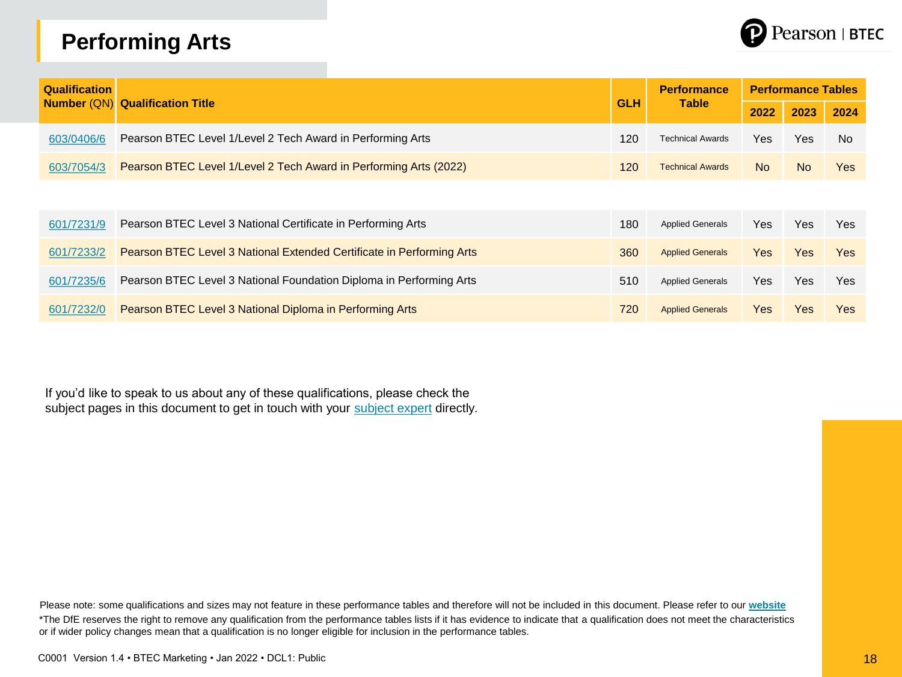# Performing Arts

| Qualification Number (QN) | Qualification Title | GLH | Performance Table | Performance Tables | | |
|---|---|---|---|---|---|---|
| | | | | 2022 | 2023 | 2024 |
| 603/0406/6 | Pearson BTEC Level 1/Level 2 Tech Award in Performing Arts | 120 | Technical Awards | Yes | Yes | No |
| 603/7054/3 | Pearson BTEC Level 1/Level 2 Tech Award in Performing Arts (2022) | 120 | Technical Awards | No | No | Yes |
| 601/7231/9 | Pearson BTEC Level 3 National Certificate in Performing Arts | 180 | Applied Generals | Yes | Yes | Yes |
| 601/7233/2 | Pearson BTEC Level 3 National Extended Certificate in Performing Arts | 360 | Applied Generals | Yes | Yes | Yes |
| 601/7235/6 | Pearson BTEC Level 3 National Foundation Diploma in Performing Arts | 510 | Applied Generals | Yes | Yes | Yes |
| 601/7232/0 | Pearson BTEC Level 3 National Diploma in Performing Arts | 720 | Applied Generals | Yes | Yes | Yes |

If you'd like to speak to us about any of these qualifications, please check the subject pages in this document to get in touch with your subject expert directly.

Please note: some qualifications and sizes may not feature in these performance tables and therefore will not be included in this document. Please refer to our **website**

*The DfE reserves the right to remove any qualification from the performance tables lists if it has evidence to indicate that a qualification does not meet the characteristics or if wider policy changes mean that a qualification is no longer eligible for inclusion in the performance tables.

C0001 Version 1.4 • BTEC Marketing • Jan 2022 • DCL1: Public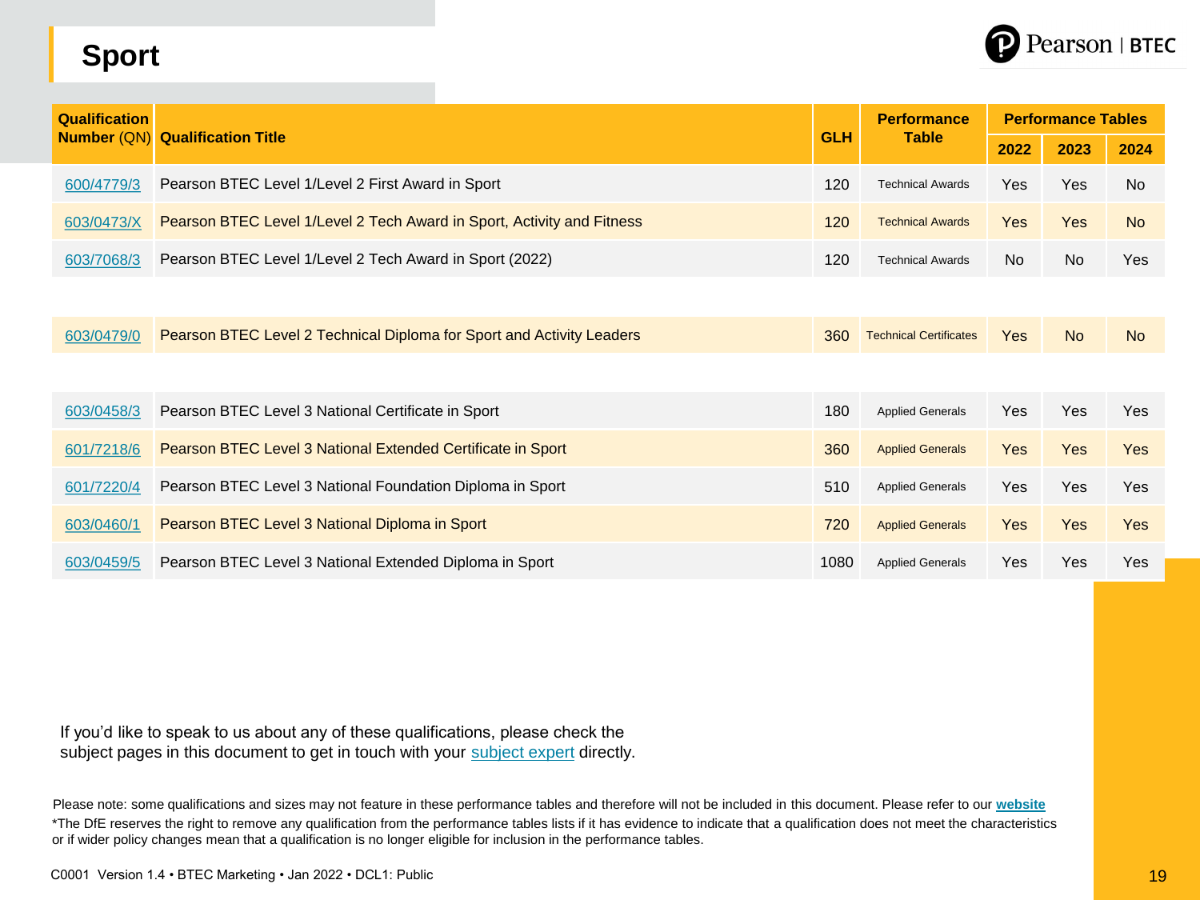# Sport

| Qualification Number (QN) | Qualification Title | GLH | Performance Table | Performance Tables | | |
|---|---|---|---|---|---|---|
| | | | | 2022 | 2023 | 2024 |
| 600/4779/3 | Pearson BTEC Level 1/Level 2 First Award in Sport | 120 | Technical Awards | Yes | Yes | No |
| 603/0473/X | Pearson BTEC Level 1/Level 2 Tech Award in Sport, Activity and Fitness | 120 | Technical Awards | Yes | Yes | No |
| 603/7068/3 | Pearson BTEC Level 1/Level 2 Tech Award in Sport (2022) | 120 | Technical Awards | No | No | Yes |
| 603/0479/0 | Pearson BTEC Level 2 Technical Diploma for Sport and Activity Leaders | 360 | Technical Certificates | Yes | No | No |
| 603/0458/3 | Pearson BTEC Level 3 National Certificate in Sport | 180 | Applied Generals | Yes | Yes | Yes |
| 601/7218/6 | Pearson BTEC Level 3 National Extended Certificate in Sport | 360 | Applied Generals | Yes | Yes | Yes |
| 601/7220/4 | Pearson BTEC Level 3 National Foundation Diploma in Sport | 510 | Applied Generals | Yes | Yes | Yes |
| 603/0460/1 | Pearson BTEC Level 3 National Diploma in Sport | 720 | Applied Generals | Yes | Yes | Yes |
| 603/0459/5 | Pearson BTEC Level 3 National Extended Diploma in Sport | 1080 | Applied Generals | Yes | Yes | Yes |

If you'd like to speak to us about any of these qualifications, please check the subject pages in this document to get in touch with your subject expert directly.

Please note: some qualifications and sizes may not feature in these performance tables and therefore will not be included in this document. Please refer to our **website**

*The DfE reserves the right to remove any qualification from the performance tables lists if it has evidence to indicate that a qualification does not meet the characteristics or if wider policy changes mean that a qualification is no longer eligible for inclusion in the performance tables.

C0001 Version 1.4 • BTEC Marketing • Jan 2022 • DCL1: Public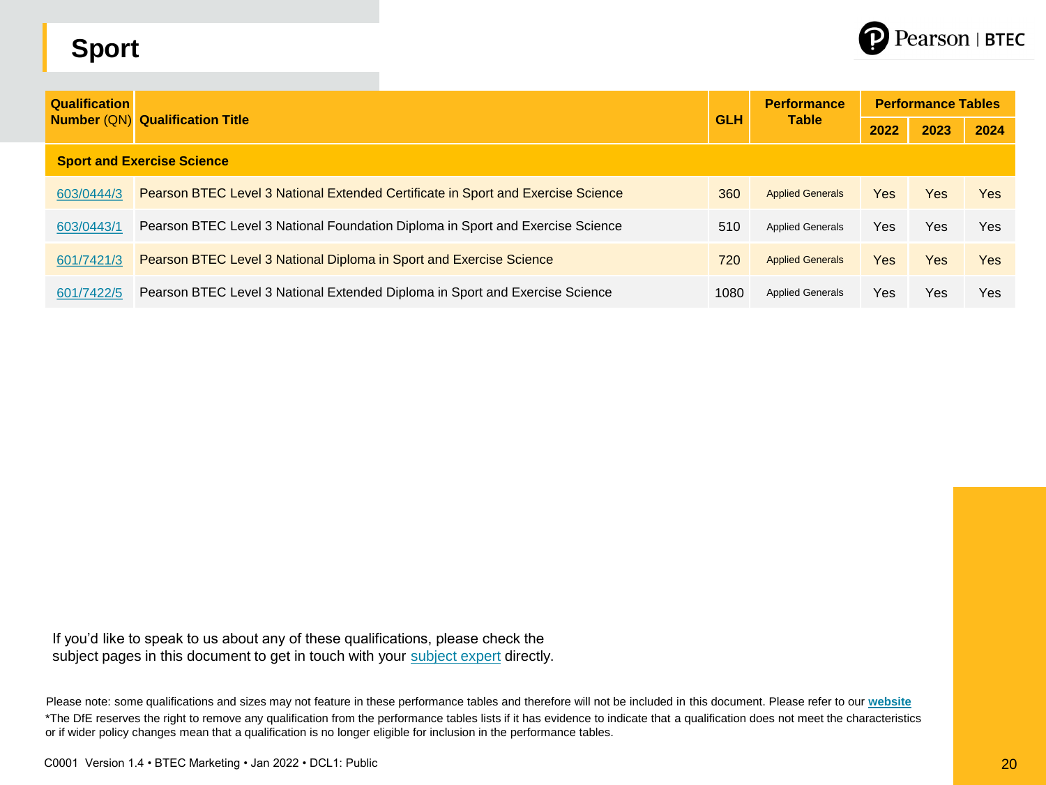# Sport

| Qualification Number (QN) | Qualification Title | GLH | Performance Table | Performance Tables | | |
|---|---|---|---|---|---|---|
| | | | | 2022 | 2023 | 2024 |
| **Sport and Exercise Science** | | | | | | |
| 603/0444/3 | Pearson BTEC Level 3 National Extended Certificate in Sport and Exercise Science | 360 | Applied Generals | Yes | Yes | Yes |
| 603/0443/1 | Pearson BTEC Level 3 National Foundation Diploma in Sport and Exercise Science | 510 | Applied Generals | Yes | Yes | Yes |
| 601/7421/3 | Pearson BTEC Level 3 National Diploma in Sport and Exercise Science | 720 | Applied Generals | Yes | Yes | Yes |
| 601/7422/5 | Pearson BTEC Level 3 National Extended Diploma in Sport and Exercise Science | 1080 | Applied Generals | Yes | Yes | Yes |

If you'd like to speak to us about any of these qualifications, please check the subject pages in this document to get in touch with your subject expert directly.

Please note: some qualifications and sizes may not feature in these performance tables and therefore will not be included in this document. Please refer to our **website**

*The DfE reserves the right to remove any qualification from the performance tables lists if it has evidence to indicate that a qualification does not meet the characteristics or if wider policy changes mean that a qualification is no longer eligible for inclusion in the performance tables.

C0001 Version 1.4 • BTEC Marketing • Jan 2022 • DCL1: Public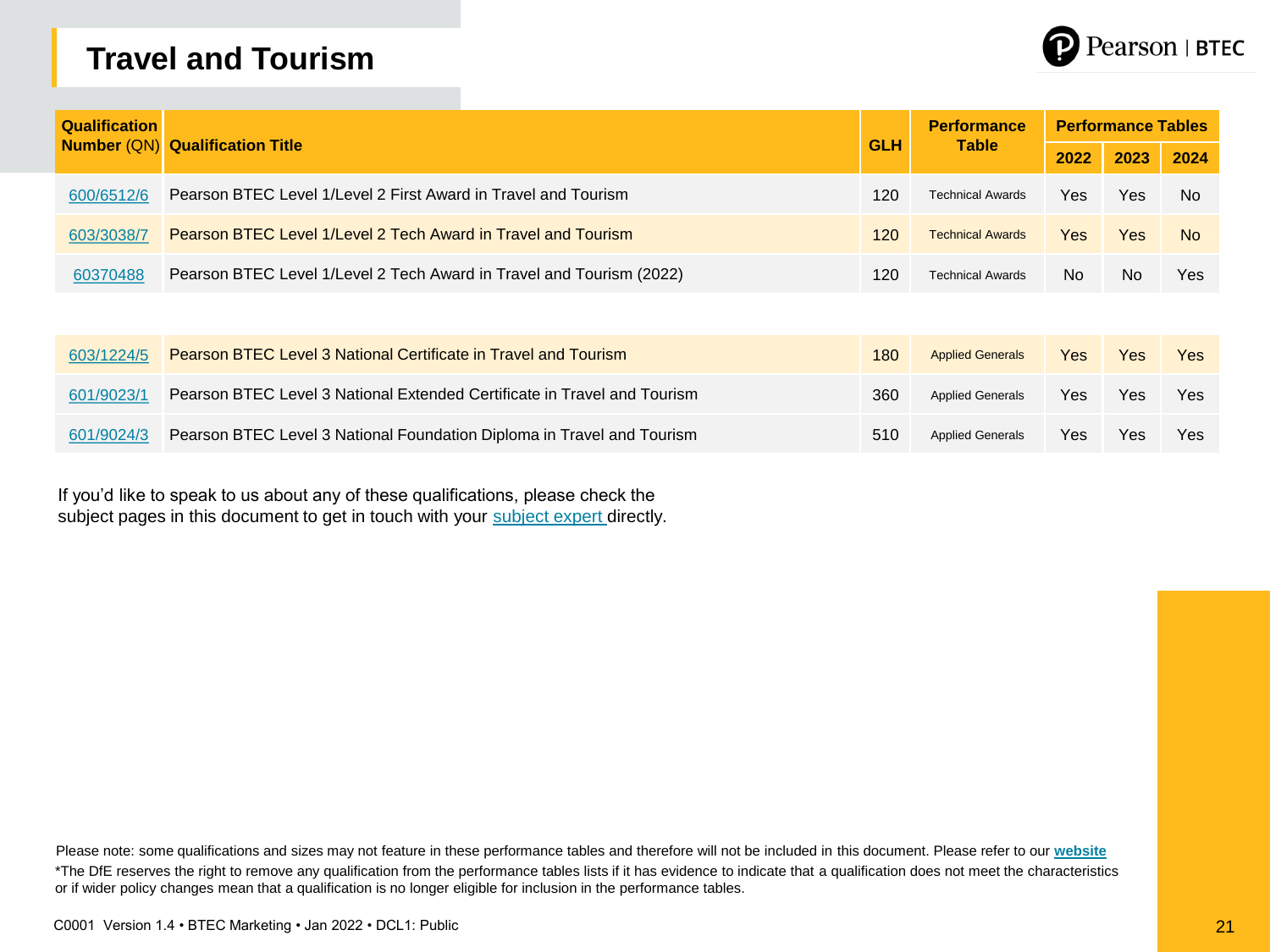# Travel and Tourism

| Qualification Number (QN) | Qualification Title | GLH | Performance Table | Performance Tables | | |
|---|---|---|---|---|---|---|
| | | | | 2022 | 2023 | 2024 |
| 600/6512/6 | Pearson BTEC Level 1/Level 2 First Award in Travel and Tourism | 120 | Technical Awards | Yes | Yes | No |
| 603/3038/7 | Pearson BTEC Level 1/Level 2 Tech Award in Travel and Tourism | 120 | Technical Awards | Yes | Yes | No |
| 60370488 | Pearson BTEC Level 1/Level 2 Tech Award in Travel and Tourism (2022) | 120 | Technical Awards | No | No | Yes |
| 603/1224/5 | Pearson BTEC Level 3 National Certificate in Travel and Tourism | 180 | Applied Generals | Yes | Yes | Yes |
| 601/9023/1 | Pearson BTEC Level 3 National Extended Certificate in Travel and Tourism | 360 | Applied Generals | Yes | Yes | Yes |
| 601/9024/3 | Pearson BTEC Level 3 National Foundation Diploma in Travel and Tourism | 510 | Applied Generals | Yes | Yes | Yes |

If you'd like to speak to us about any of these qualifications, please check the subject pages in this document to get in touch with your subject expert directly.

Please note: some qualifications and sizes may not feature in these performance tables and therefore will not be included in this document. Please refer to our **website**

*The DfE reserves the right to remove any qualification from the performance tables lists if it has evidence to indicate that a qualification does not meet the characteristics or if wider policy changes mean that a qualification is no longer eligible for inclusion in the performance tables.

C0001 Version 1.4 • BTEC Marketing • Jan 2022 • DCL1: Public